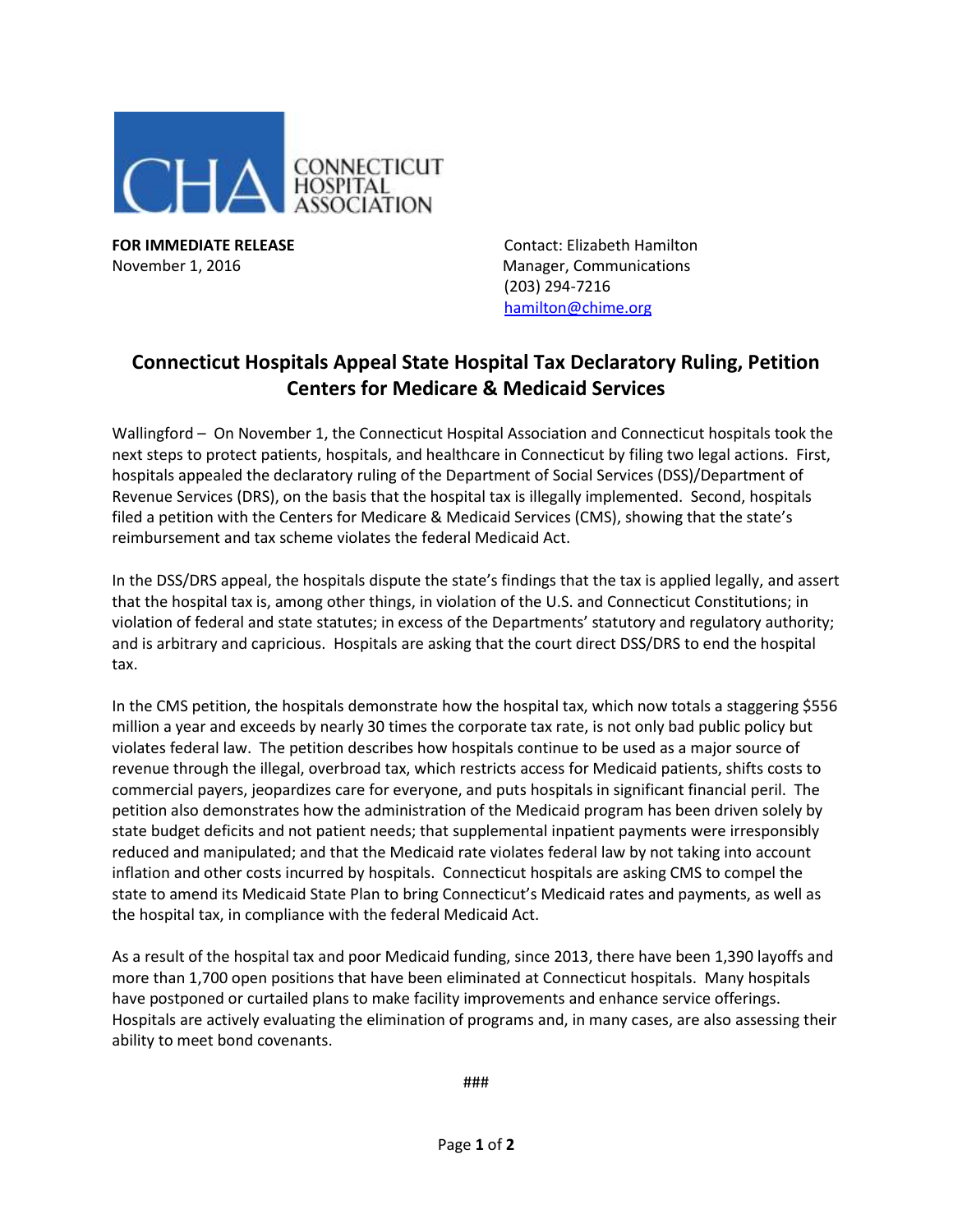CONNECTICUT HOSPITAL ASSOCIATION

**FOR IMMEDIATE RELEASE**
November 1, 2016

Contact: Elizabeth Hamilton
Manager, Communications
(203) 294-7216
hamilton@chime.org

# Connecticut Hospitals Appeal State Hospital Tax Declaratory Ruling, Petition Centers for Medicare & Medicaid Services

Wallingford – On November 1, the Connecticut Hospital Association and Connecticut hospitals took the next steps to protect patients, hospitals, and healthcare in Connecticut by filing two legal actions. First, hospitals appealed the declaratory ruling of the Department of Social Services (DSS)/Department of Revenue Services (DRS), on the basis that the hospital tax is illegally implemented. Second, hospitals filed a petition with the Centers for Medicare & Medicaid Services (CMS), showing that the state's reimbursement and tax scheme violates the federal Medicaid Act.

In the DSS/DRS appeal, the hospitals dispute the state's findings that the tax is applied legally, and assert that the hospital tax is, among other things, in violation of the U.S. and Connecticut Constitutions; in violation of federal and state statutes; in excess of the Departments' statutory and regulatory authority; and is arbitrary and capricious. Hospitals are asking that the court direct DSS/DRS to end the hospital tax.

In the CMS petition, the hospitals demonstrate how the hospital tax, which now totals a staggering $556 million a year and exceeds by nearly 30 times the corporate tax rate, is not only bad public policy but violates federal law. The petition describes how hospitals continue to be used as a major source of revenue through the illegal, overbroad tax, which restricts access for Medicaid patients, shifts costs to commercial payers, jeopardizes care for everyone, and puts hospitals in significant financial peril. The petition also demonstrates how the administration of the Medicaid program has been driven solely by state budget deficits and not patient needs; that supplemental inpatient payments were irresponsibly reduced and manipulated; and that the Medicaid rate violates federal law by not taking into account inflation and other costs incurred by hospitals. Connecticut hospitals are asking CMS to compel the state to amend its Medicaid State Plan to bring Connecticut's Medicaid rates and payments, as well as the hospital tax, in compliance with the federal Medicaid Act.

As a result of the hospital tax and poor Medicaid funding, since 2013, there have been 1,390 layoffs and more than 1,700 open positions that have been eliminated at Connecticut hospitals. Many hospitals have postponed or curtailed plans to make facility improvements and enhance service offerings. Hospitals are actively evaluating the elimination of programs and, in many cases, are also assessing their ability to meet bond covenants.

###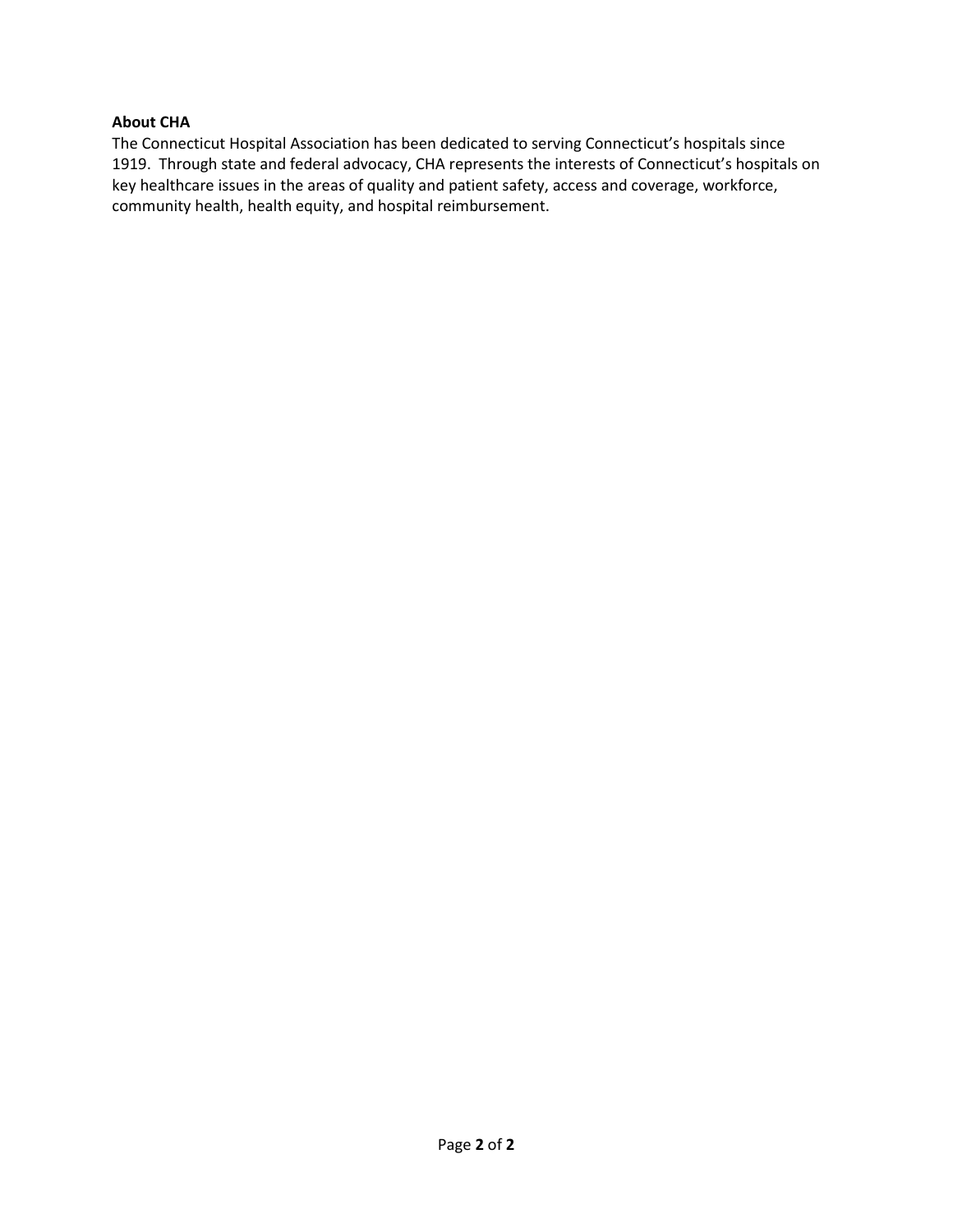**About CHA**

The Connecticut Hospital Association has been dedicated to serving Connecticut's hospitals since 1919. Through state and federal advocacy, CHA represents the interests of Connecticut's hospitals on key healthcare issues in the areas of quality and patient safety, access and coverage, workforce, community health, health equity, and hospital reimbursement.